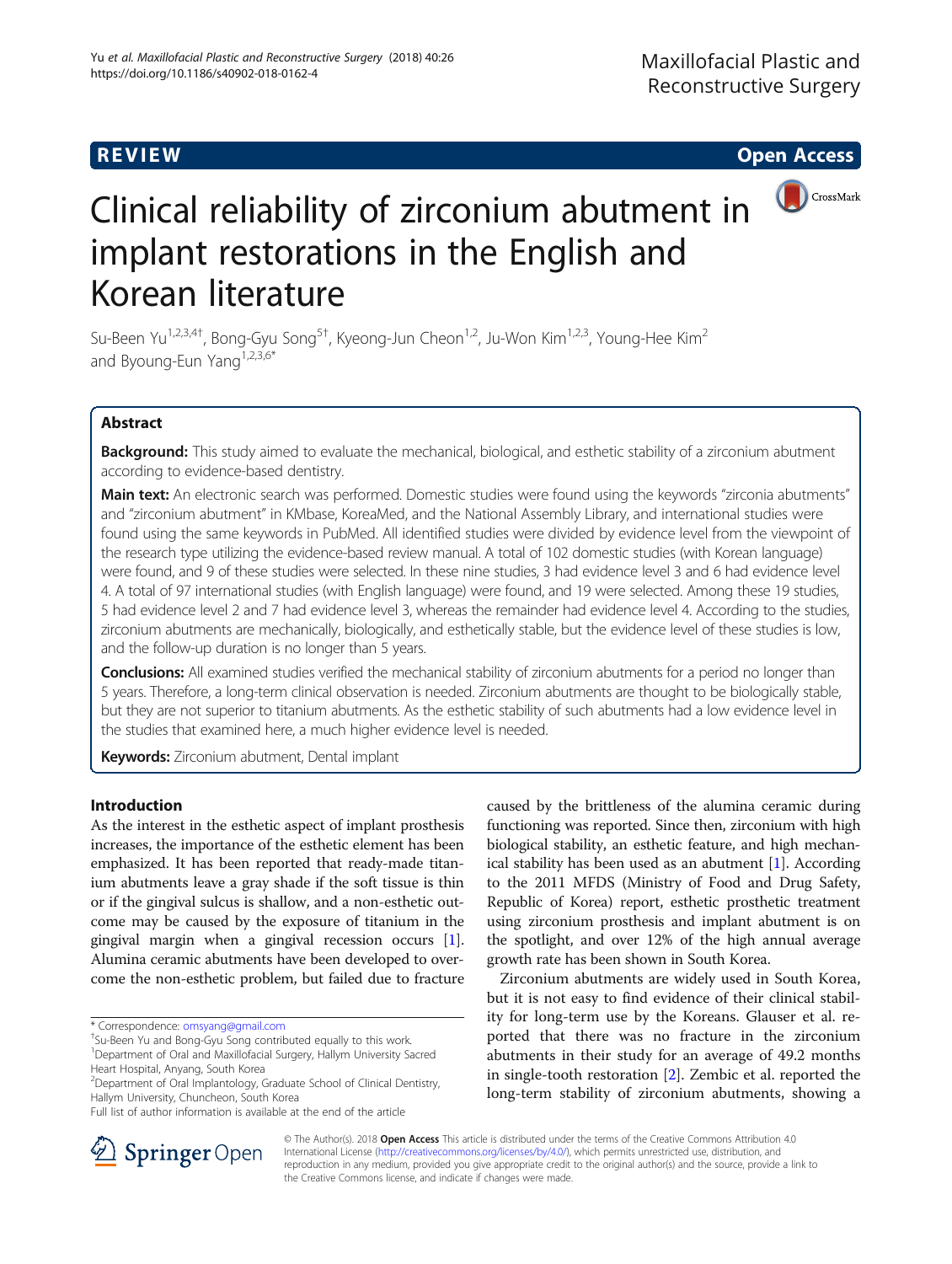**REVIEW** **Open Access**

# Clinical reliability of zirconium abutment in implant restorations in the English and Korean literature

Su-Been Yu[1,2,3,4†], Bong-Gyu Song[5†], Kyeong-Jun Cheon[1,2], Ju-Won Kim[1,2,3], Young-Hee Kim[2] and Byoung-Eun Yang[1,2,3,6*]

## Abstract

**Background:** This study aimed to evaluate the mechanical, biological, and esthetic stability of a zirconium abutment according to evidence-based dentistry.

**Main text:** An electronic search was performed. Domestic studies were found using the keywords "zirconia abutments" and "zirconium abutment" in KMbase, KoreaMed, and the National Assembly Library, and international studies were found using the same keywords in PubMed. All identified studies were divided by evidence level from the viewpoint of the research type utilizing the evidence-based review manual. A total of 102 domestic studies (with Korean language) were found, and 9 of these studies were selected. In these nine studies, 3 had evidence level 3 and 6 had evidence level 4. A total of 97 international studies (with English language) were found, and 19 were selected. Among these 19 studies, 5 had evidence level 2 and 7 had evidence level 3, whereas the remainder had evidence level 4. According to the studies, zirconium abutments are mechanically, biologically, and esthetically stable, but the evidence level of these studies is low, and the follow-up duration is no longer than 5 years.

**Conclusions:** All examined studies verified the mechanical stability of zirconium abutments for a period no longer than 5 years. Therefore, a long-term clinical observation is needed. Zirconium abutments are thought to be biologically stable, but they are not superior to titanium abutments. As the esthetic stability of such abutments had a low evidence level in the studies that examined here, a much higher evidence level is needed.

**Keywords:** Zirconium abutment, Dental implant

## Introduction

As the interest in the esthetic aspect of implant prosthesis increases, the importance of the esthetic element has been emphasized. It has been reported that ready-made titanium abutments leave a gray shade if the soft tissue is thin or if the gingival sulcus is shallow, and a non-esthetic outcome may be caused by the exposure of titanium in the gingival margin when a gingival recession occurs [1]. Alumina ceramic abutments have been developed to overcome the non-esthetic problem, but failed due to fracture caused by the brittleness of the alumina ceramic during functioning was reported. Since then, zirconium with high biological stability, an esthetic feature, and high mechanical stability has been used as an abutment [1]. According to the 2011 MFDS (Ministry of Food and Drug Safety, Republic of Korea) report, esthetic prosthetic treatment using zirconium prosthesis and implant abutment is on the spotlight, and over 12% of the high annual average growth rate has been shown in South Korea.

Zirconium abutments are widely used in South Korea, but it is not easy to find evidence of their clinical stability for long-term use by the Koreans. Glauser et al. reported that there was no fracture in the zirconium abutments in their study for an average of 49.2 months in single-tooth restoration [2]. Zembic et al. reported the long-term stability of zirconium abutments, showing a

\* Correspondence: omsyang@gmail.com

†Su-Been Yu and Bong-Gyu Song contributed equally to this work.

[1]Department of Oral and Maxillofacial Surgery, Hallym University Sacred Heart Hospital, Anyang, South Korea

[2]Department of Oral Implantology, Graduate School of Clinical Dentistry, Hallym University, Chuncheon, South Korea

Full list of author information is available at the end of the article

© The Author(s). 2018 **Open Access** This article is distributed under the terms of the Creative Commons Attribution 4.0 International License (http://creativecommons.org/licenses/by/4.0/), which permits unrestricted use, distribution, and reproduction in any medium, provided you give appropriate credit to the original author(s) and the source, provide a link to the Creative Commons license, and indicate if changes were made.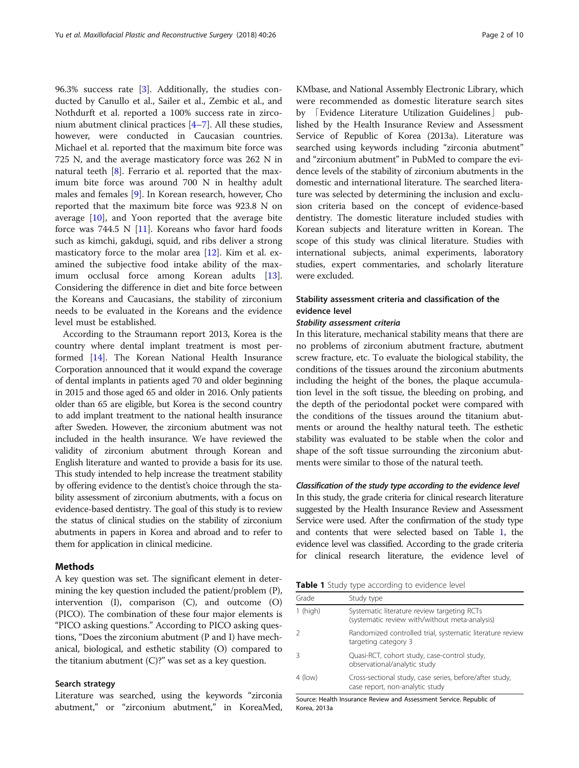96.3% success rate [3]. Additionally, the studies conducted by Canullo et al., Sailer et al., Zembic et al., and Nothdurft et al. reported a 100% success rate in zirconium abutment clinical practices [4–7]. All these studies, however, were conducted in Caucasian countries. Michael et al. reported that the maximum bite force was 725 N, and the average masticatory force was 262 N in natural teeth [8]. Ferrario et al. reported that the maximum bite force was around 700 N in healthy adult males and females [9]. In Korean research, however, Cho reported that the maximum bite force was 923.8 N on average [10], and Yoon reported that the average bite force was 744.5 N [11]. Koreans who favor hard foods such as kimchi, gakdugi, squid, and ribs deliver a strong masticatory force to the molar area [12]. Kim et al. examined the subjective food intake ability of the maximum occlusal force among Korean adults [13]. Considering the difference in diet and bite force between the Koreans and Caucasians, the stability of zirconium needs to be evaluated in the Koreans and the evidence level must be established.

According to the Straumann report 2013, Korea is the country where dental implant treatment is most performed [14]. The Korean National Health Insurance Corporation announced that it would expand the coverage of dental implants in patients aged 70 and older beginning in 2015 and those aged 65 and older in 2016. Only patients older than 65 are eligible, but Korea is the second country to add implant treatment to the national health insurance after Sweden. However, the zirconium abutment was not included in the health insurance. We have reviewed the validity of zirconium abutment through Korean and English literature and wanted to provide a basis for its use. This study intended to help increase the treatment stability by offering evidence to the dentist's choice through the stability assessment of zirconium abutments, with a focus on evidence-based dentistry. The goal of this study is to review the status of clinical studies on the stability of zirconium abutments in papers in Korea and abroad and to refer to them for application in clinical medicine.

## Methods

A key question was set. The significant element in determining the key question included the patient/problem (P), intervention (I), comparison (C), and outcome (O) (PICO). The combination of these four major elements is "PICO asking questions." According to PICO asking questions, "Does the zirconium abutment (P and I) have mechanical, biological, and esthetic stability (O) compared to the titanium abutment (C)?" was set as a key question.

### Search strategy

Literature was searched, using the keywords "zirconia abutment," or "zirconium abutment," in KoreaMed, KMbase, and National Assembly Electronic Library, which were recommended as domestic literature search sites by 「Evidence Literature Utilization Guidelines」 published by the Health Insurance Review and Assessment Service of Republic of Korea (2013a). Literature was searched using keywords including "zirconia abutment" and "zirconium abutment" in PubMed to compare the evidence levels of the stability of zirconium abutments in the domestic and international literature. The searched literature was selected by determining the inclusion and exclusion criteria based on the concept of evidence-based dentistry. The domestic literature included studies with Korean subjects and literature written in Korean. The scope of this study was clinical literature. Studies with international subjects, animal experiments, laboratory studies, expert commentaries, and scholarly literature were excluded.

### Stability assessment criteria and classification of the evidence level

#### *Stability assessment criteria*

In this literature, mechanical stability means that there are no problems of zirconium abutment fracture, abutment screw fracture, etc. To evaluate the biological stability, the conditions of the tissues around the zirconium abutments including the height of the bones, the plaque accumulation level in the soft tissue, the bleeding on probing, and the depth of the periodontal pocket were compared with the conditions of the tissues around the titanium abutments or around the healthy natural teeth. The esthetic stability was evaluated to be stable when the color and shape of the soft tissue surrounding the zirconium abutments were similar to those of the natural teeth.

#### *Classification of the study type according to the evidence level*

In this study, the grade criteria for clinical research literature suggested by the Health Insurance Review and Assessment Service were used. After the confirmation of the study type and contents that were selected based on Table 1, the evidence level was classified. According to the grade criteria for clinical research literature, the evidence level of

**Table 1** Study type according to evidence level

| Grade | Study type |
|---|---|
| 1 (high) | Systematic literature review targeting RCTs (systematic review with/without meta-analysis) |
| 2 | Randomized controlled trial, systematic literature review targeting category 3 |
| 3 | Quasi-RCT, cohort study, case-control study, observational/analytic study |
| 4 (low) | Cross-sectional study, case series, before/after study, case report, non-analytic study |

Source: Health Insurance Review and Assessment Service. Republic of Korea, 2013a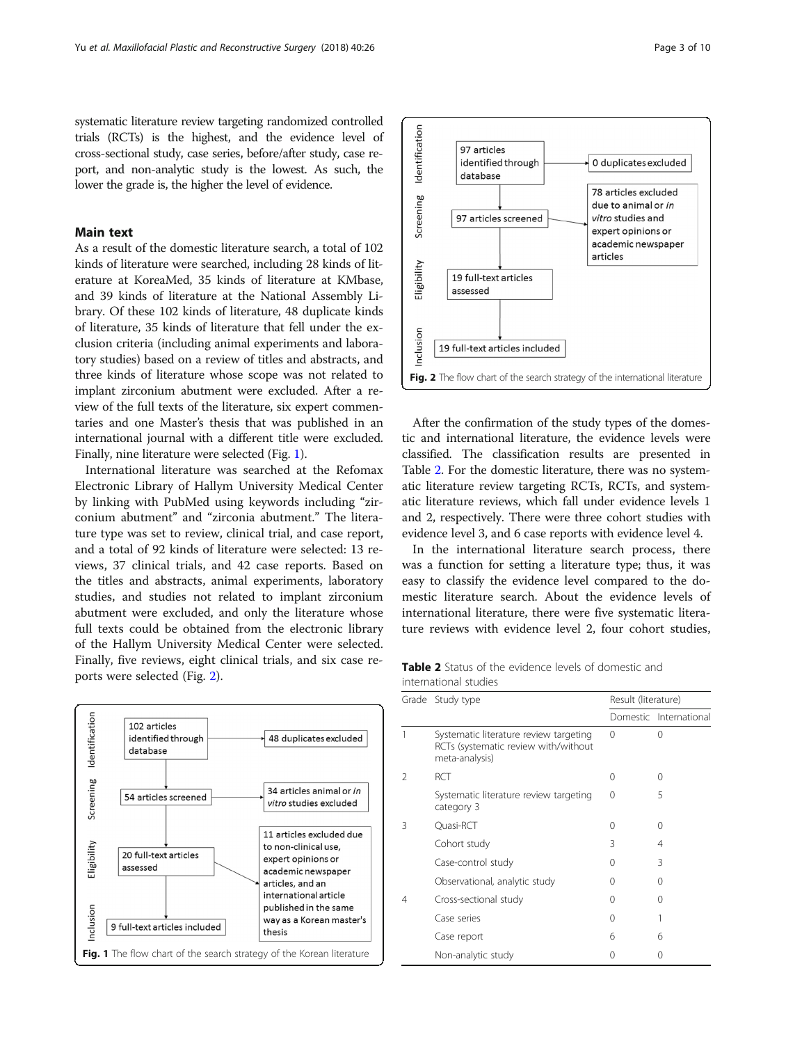systematic literature review targeting randomized controlled trials (RCTs) is the highest, and the evidence level of cross-sectional study, case series, before/after study, case report, and non-analytic study is the lowest. As such, the lower the grade is, the higher the level of evidence.

## Main text

As a result of the domestic literature search, a total of 102 kinds of literature were searched, including 28 kinds of literature at KoreaMed, 35 kinds of literature at KMbase, and 39 kinds of literature at the National Assembly Library. Of these 102 kinds of literature, 48 duplicate kinds of literature, 35 kinds of literature that fell under the exclusion criteria (including animal experiments and laboratory studies) based on a review of titles and abstracts, and three kinds of literature whose scope was not related to implant zirconium abutment were excluded. After a review of the full texts of the literature, six expert commentaries and one Master's thesis that was published in an international journal with a different title were excluded. Finally, nine literature were selected (Fig. 1).

International literature was searched at the Refomax Electronic Library of Hallym University Medical Center by linking with PubMed using keywords including "zirconium abutment" and "zirconia abutment." The literature type was set to review, clinical trial, and case report, and a total of 92 kinds of literature were selected: 13 reviews, 37 clinical trials, and 42 case reports. Based on the titles and abstracts, animal experiments, laboratory studies, and studies not related to implant zirconium abutment were excluded, and only the literature whose full texts could be obtained from the electronic library of the Hallym University Medical Center were selected. Finally, five reviews, eight clinical trials, and six case reports were selected (Fig. 2).

Identification: 102 articles identified through database → 48 duplicates excluded
Screening: 54 articles screened → 34 articles animal or *in vitro* studies excluded
Eligibility: 20 full-text articles assessed → 11 articles excluded due to non-clinical use, expert opinions or academic newspaper articles, and an international article published in the same way as a Korean master's thesis
Inclusion: 9 full-text articles included

**Fig. 1** The flow chart of the search strategy of the Korean literature

Identification: 97 articles identified through database → 0 duplicates excluded
Screening: 97 articles screened → 78 articles excluded due to animal or *in vitro* studies and expert opinions or academic newspaper articles
Eligibility: 19 full-text articles assessed
Inclusion: 19 full-text articles included

**Fig. 2** The flow chart of the search strategy of the international literature

After the confirmation of the study types of the domestic and international literature, the evidence levels were classified. The classification results are presented in Table 2. For the domestic literature, there was no systematic literature review targeting RCTs, RCTs, and systematic literature reviews, which fall under evidence levels 1 and 2, respectively. There were three cohort studies with evidence level 3, and 6 case reports with evidence level 4.

In the international literature search process, there was a function for setting a literature type; thus, it was easy to classify the evidence level compared to the domestic literature search. About the evidence levels of international literature, there were five systematic literature reviews with evidence level 2, four cohort studies,

**Table 2** Status of the evidence levels of domestic and international studies

| Grade | Study type | Result (literature) | |
|---|---|---|---|
| | | Domestic | International |
| 1 | Systematic literature review targeting RCTs (systematic review with/without meta-analysis) | 0 | 0 |
| 2 | RCT | 0 | 0 |
| | Systematic literature review targeting category 3 | 0 | 5 |
| 3 | Quasi-RCT | 0 | 0 |
| | Cohort study | 3 | 4 |
| | Case-control study | 0 | 3 |
| | Observational, analytic study | 0 | 0 |
| 4 | Cross-sectional study | 0 | 0 |
| | Case series | 0 | 1 |
| | Case report | 6 | 6 |
| | Non-analytic study | 0 | 0 |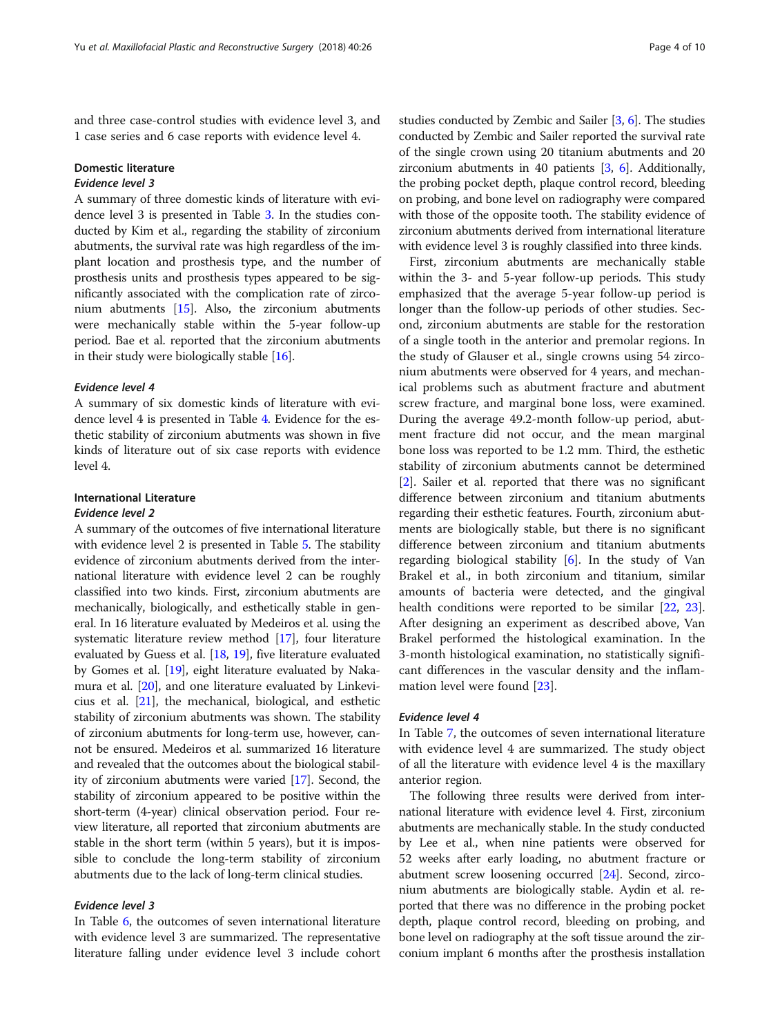and three case-control studies with evidence level 3, and 1 case series and 6 case reports with evidence level 4.

### Domestic literature

#### *Evidence level 3*

A summary of three domestic kinds of literature with evidence level 3 is presented in Table 3. In the studies conducted by Kim et al., regarding the stability of zirconium abutments, the survival rate was high regardless of the implant location and prosthesis type, and the number of prosthesis units and prosthesis types appeared to be significantly associated with the complication rate of zirconium abutments [15]. Also, the zirconium abutments were mechanically stable within the 5-year follow-up period. Bae et al. reported that the zirconium abutments in their study were biologically stable [16].

#### *Evidence level 4*

A summary of six domestic kinds of literature with evidence level 4 is presented in Table 4. Evidence for the esthetic stability of zirconium abutments was shown in five kinds of literature out of six case reports with evidence level 4.

### International Literature

#### *Evidence level 2*

A summary of the outcomes of five international literature with evidence level 2 is presented in Table 5. The stability evidence of zirconium abutments derived from the international literature with evidence level 2 can be roughly classified into two kinds. First, zirconium abutments are mechanically, biologically, and esthetically stable in general. In 16 literature evaluated by Medeiros et al. using the systematic literature review method [17], four literature evaluated by Guess et al. [18, 19], five literature evaluated by Gomes et al. [19], eight literature evaluated by Nakamura et al. [20], and one literature evaluated by Linkevicius et al. [21], the mechanical, biological, and esthetic stability of zirconium abutments was shown. The stability of zirconium abutments for long-term use, however, cannot be ensured. Medeiros et al. summarized 16 literature and revealed that the outcomes about the biological stability of zirconium abutments were varied [17]. Second, the stability of zirconium appeared to be positive within the short-term (4-year) clinical observation period. Four review literature, all reported that zirconium abutments are stable in the short term (within 5 years), but it is impossible to conclude the long-term stability of zirconium abutments due to the lack of long-term clinical studies.

#### *Evidence level 3*

In Table 6, the outcomes of seven international literature with evidence level 3 are summarized. The representative literature falling under evidence level 3 include cohort studies conducted by Zembic and Sailer [3, 6]. The studies conducted by Zembic and Sailer reported the survival rate of the single crown using 20 titanium abutments and 20 zirconium abutments in 40 patients [3, 6]. Additionally, the probing pocket depth, plaque control record, bleeding on probing, and bone level on radiography were compared with those of the opposite tooth. The stability evidence of zirconium abutments derived from international literature with evidence level 3 is roughly classified into three kinds.

First, zirconium abutments are mechanically stable within the 3- and 5-year follow-up periods. This study emphasized that the average 5-year follow-up period is longer than the follow-up periods of other studies. Second, zirconium abutments are stable for the restoration of a single tooth in the anterior and premolar regions. In the study of Glauser et al., single crowns using 54 zirconium abutments were observed for 4 years, and mechanical problems such as abutment fracture and abutment screw fracture, and marginal bone loss, were examined. During the average 49.2-month follow-up period, abutment fracture did not occur, and the mean marginal bone loss was reported to be 1.2 mm. Third, the esthetic stability of zirconium abutments cannot be determined [2]. Sailer et al. reported that there was no significant difference between zirconium and titanium abutments regarding their esthetic features. Fourth, zirconium abutments are biologically stable, but there is no significant difference between zirconium and titanium abutments regarding biological stability [6]. In the study of Van Brakel et al., in both zirconium and titanium, similar amounts of bacteria were detected, and the gingival health conditions were reported to be similar [22, 23]. After designing an experiment as described above, Van Brakel performed the histological examination. In the 3-month histological examination, no statistically significant differences in the vascular density and the inflammation level were found [23].

#### *Evidence level 4*

In Table 7, the outcomes of seven international literature with evidence level 4 are summarized. The study object of all the literature with evidence level 4 is the maxillary anterior region.

The following three results were derived from international literature with evidence level 4. First, zirconium abutments are mechanically stable. In the study conducted by Lee et al., when nine patients were observed for 52 weeks after early loading, no abutment fracture or abutment screw loosening occurred [24]. Second, zirconium abutments are biologically stable. Aydin et al. reported that there was no difference in the probing pocket depth, plaque control record, bleeding on probing, and bone level on radiography at the soft tissue around the zirconium implant 6 months after the prosthesis installation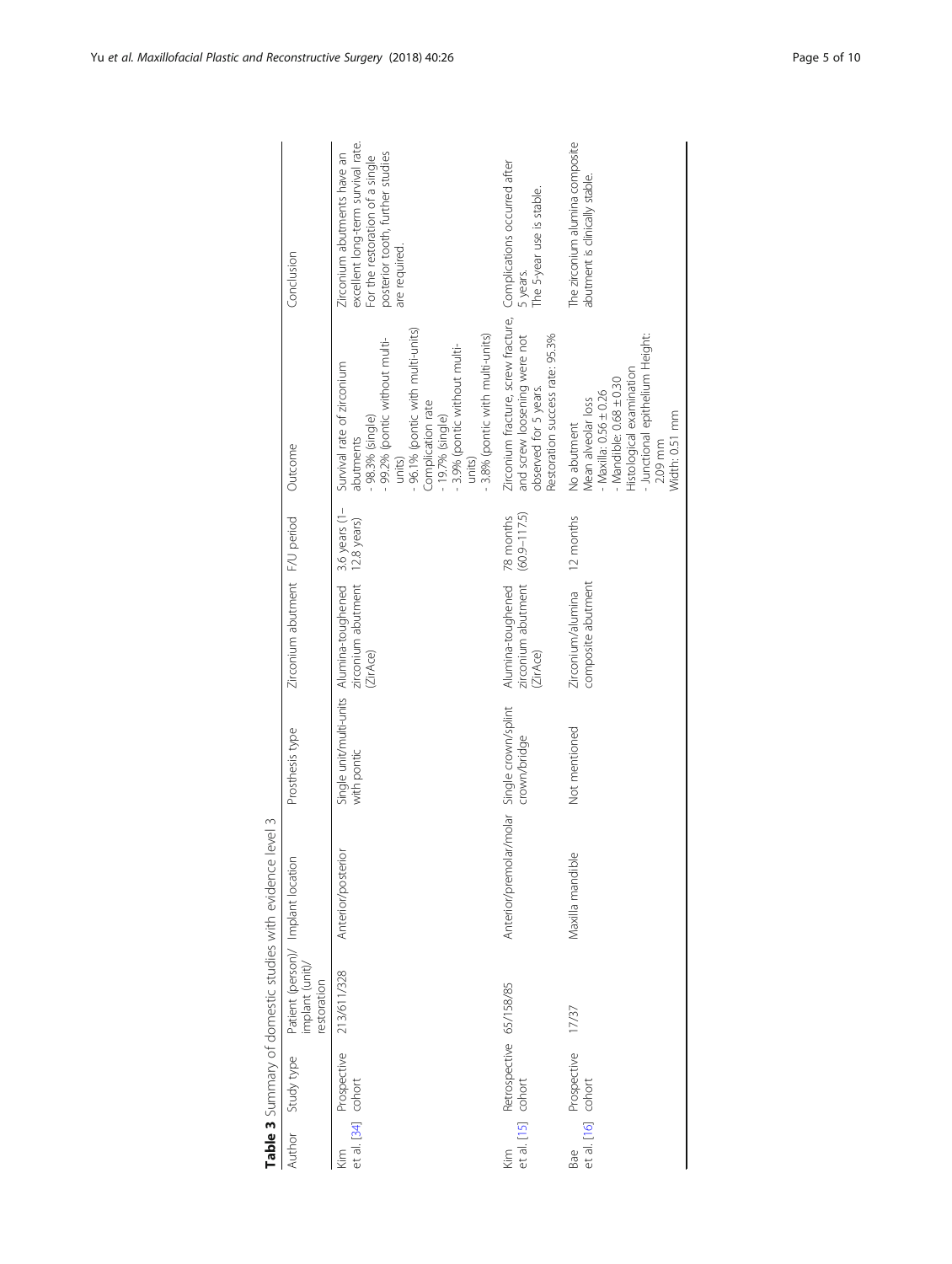**Table 3** Summary of domestic studies with evidence level 3

| Author | Study type | Patient (person)/ implant (unit)/ restoration | Implant location | Prosthesis type | Zirconium abutment | F/U period | Outcome | Conclusion |
|---|---|---|---|---|---|---|---|---|
| Kim et al. [34] | Prospective cohort | 213/611/328 | Anterior/posterior | Single unit/multi-units with pontic | Alumina-toughened zirconium abutment (ZirAce) | 3.6 years (1–12.8 years) | Survival rate of zirconium abutments<br>- 98.3% (single)<br>- 99.2% (pontic without multi-units)<br>- 96.1% (pontic with multi-units)<br>Complication rate<br>- 19.7% (single)<br>- 3.9% (pontic without multi-units)<br>- 3.8% (pontic with multi-units) | Zirconium abutments have an excellent long-term survival rate. For the restoration of a single posterior tooth, further studies are required. |
| Kim et al. [15] | Retrospective cohort | 65/158/85 | Anterior/premolar/molar | Single crown/splint crown/bridge | Alumina-toughened zirconium abutment (ZirAce) | 78 months (60.9–117.5) | Zirconium fracture, screw fracture, and screw loosening were not observed for 5 years.<br>Restoration success rate: 95.3% | Complications occurred after 5 years.<br>The 5-year use is stable. |
| Bae et al. [16] | Prospective cohort | 17/37 | Maxilla mandible | Not mentioned | Zirconium/alumina composite abutment | 12 months | No abutment<br>Mean alveolar loss<br>- Maxilla: 0.56 ± 0.26<br>- Mandible: 0.68 ± 0.30<br>Histological examination<br>- Junctional epithelium Height: 2.09 mm<br>Width: 0.51 mm | The zirconium alumina composite abutment is clinically stable. |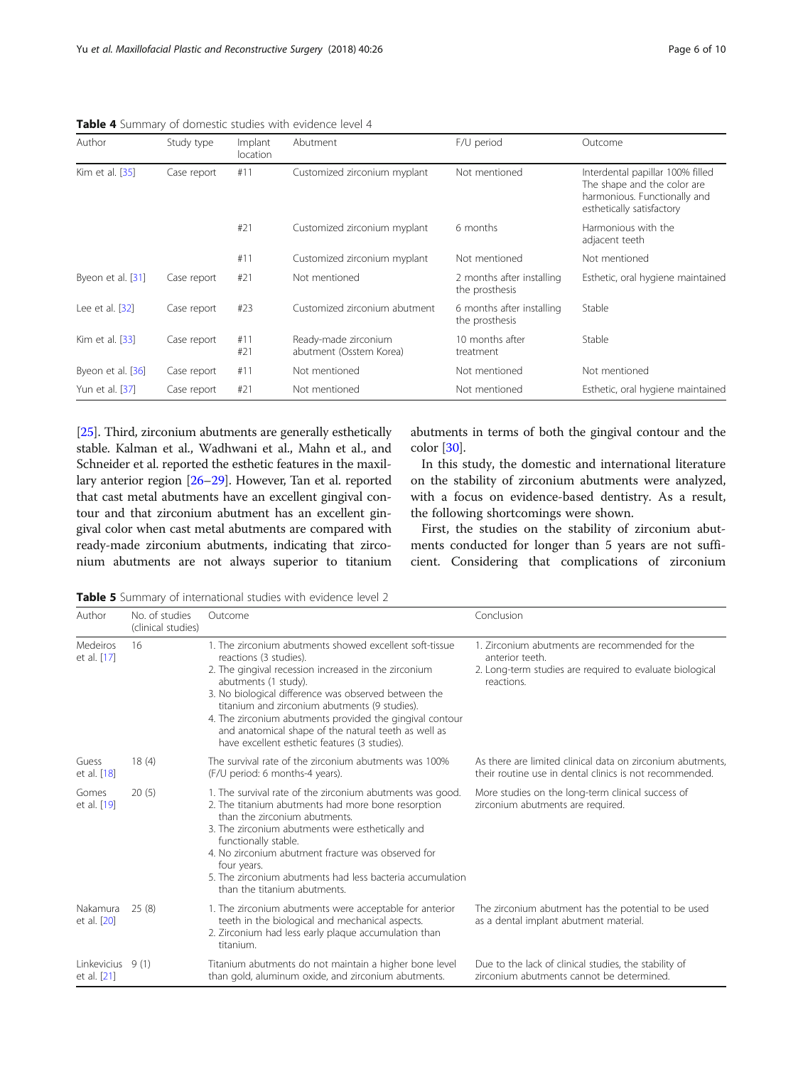**Table 4** Summary of domestic studies with evidence level 4

| Author | Study type | Implant location | Abutment | F/U period | Outcome |
| --- | --- | --- | --- | --- | --- |
| Kim et al. [35] | Case report | #11 | Customized zirconium myplant | Not mentioned | Interdental papillar 100% filled The shape and the color are harmonious. Functionally and esthetically satisfactory |
| | | #21 | Customized zirconium myplant | 6 months | Harmonious with the adjacent teeth |
| | | #11 | Customized zirconium myplant | Not mentioned | Not mentioned |
| Byeon et al. [31] | Case report | #21 | Not mentioned | 2 months after installing the prosthesis | Esthetic, oral hygiene maintained |
| Lee et al. [32] | Case report | #23 | Customized zirconium abutment | 6 months after installing the prosthesis | Stable |
| Kim et al. [33] | Case report | #11 #21 | Ready-made zirconium abutment (Osstem Korea) | 10 months after treatment | Stable |
| Byeon et al. [36] | Case report | #11 | Not mentioned | Not mentioned | Not mentioned |
| Yun et al. [37] | Case report | #21 | Not mentioned | Not mentioned | Esthetic, oral hygiene maintained |

[25]. Third, zirconium abutments are generally esthetically stable. Kalman et al., Wadhwani et al., Mahn et al., and Schneider et al. reported the esthetic features in the maxillary anterior region [26–29]. However, Tan et al. reported that cast metal abutments have an excellent gingival contour and that zirconium abutment has an excellent gingival color when cast metal abutments are compared with ready-made zirconium abutments, indicating that zirconium abutments are not always superior to titanium abutments in terms of both the gingival contour and the color [30].

In this study, the domestic and international literature on the stability of zirconium abutments were analyzed, with a focus on evidence-based dentistry. As a result, the following shortcomings were shown.

First, the studies on the stability of zirconium abutments conducted for longer than 5 years are not sufficient. Considering that complications of zirconium

**Table 5** Summary of international studies with evidence level 2

| Author | No. of studies (clinical studies) | Outcome | Conclusion |
| --- | --- | --- | --- |
| Medeiros et al. [17] | 16 | 1. The zirconium abutments showed excellent soft-tissue reactions (3 studies). 2. The gingival recession increased in the zirconium abutments (1 study). 3. No biological difference was observed between the titanium and zirconium abutments (9 studies). 4. The zirconium abutments provided the gingival contour and anatomical shape of the natural teeth as well as have excellent esthetic features (3 studies). | 1. Zirconium abutments are recommended for the anterior teeth. 2. Long-term studies are required to evaluate biological reactions. |
| Guess et al. [18] | 18 (4) | The survival rate of the zirconium abutments was 100% (F/U period: 6 months-4 years). | As there are limited clinical data on zirconium abutments, their routine use in dental clinics is not recommended. |
| Gomes et al. [19] | 20 (5) | 1. The survival rate of the zirconium abutments was good. 2. The titanium abutments had more bone resorption than the zirconium abutments. 3. The zirconium abutments were esthetically and functionally stable. 4. No zirconium abutment fracture was observed for four years. 5. The zirconium abutments had less bacteria accumulation than the titanium abutments. | More studies on the long-term clinical success of zirconium abutments are required. |
| Nakamura et al. [20] | 25 (8) | 1. The zirconium abutments were acceptable for anterior teeth in the biological and mechanical aspects. 2. Zirconium had less early plaque accumulation than titanium. | The zirconium abutment has the potential to be used as a dental implant abutment material. |
| Linkevicius et al. [21] | 9 (1) | Titanium abutments do not maintain a higher bone level than gold, aluminum oxide, and zirconium abutments. | Due to the lack of clinical studies, the stability of zirconium abutments cannot be determined. |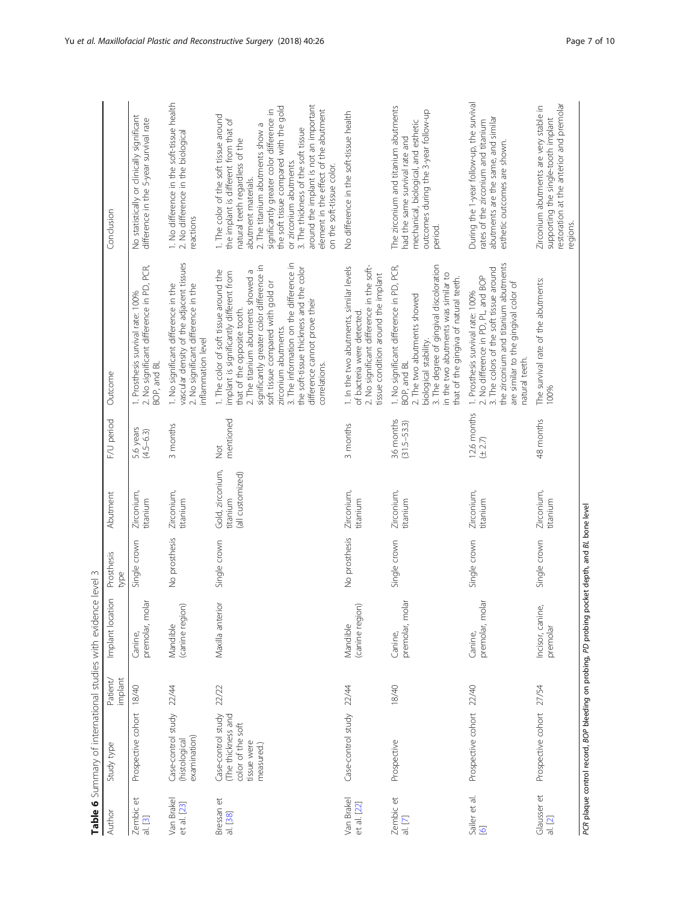**Table 6** Summary of international studies with evidence level 3

| Author | Study type | Patient/implant | Implant location | Prosthesis type | Abutment | F/U period | Outcome | Conclusion |
|---|---|---|---|---|---|---|---|---|
| Zembic et al. [3] | Prospective cohort | 18/40 | Canine, premolar, molar | Single crown | Zirconium, titanium | 5.6 years (4.5–6.3) | 1. Prosthesis survival rate: 100% 2. No significant difference in PD, PCR, BOP, and BL | No statistically or clinically significant difference in the 5-year survival rate |
| Van Brakel et al. [23] | Case-control study (histological examination) | 22/44 | Mandible (canine region) | No prosthesis | Zirconium, titanium | 3 months | 1. No significant difference in the vascular density of the adjacent tissues 2. No significant difference in the inflammation level | 1. No difference in the soft-tissue health 2. No difference in the biological reactions |
| Bressan et al. [38] | Case-control study (The thickness and color of the soft tissue were measured.) | 22/22 | Maxilla anterior | Single crown | Gold, zirconium, titanium (all customized) | Not mentioned | 1. The color of soft tissue around the implant is significantly different from that of the opposite tooth. 2. The titanium abutments showed a significantly greater color difference in soft tissue compared with gold or zirconium abutments. 3. The information on the difference in the soft-tissue thickness and the color difference cannot prove their correlations. | 1. The color of the soft tissue around the implant is different from that of natural teeth regardless of the abutment materials. 2. The titanium abutments show a significantly greater color difference in the soft tissue compared with the gold or zirconium abutments. 3. The thickness of the soft tissue around the implant is not an important element in the effect of the abutment on the soft-tissue color. |
| Van Brakel et al. [22] | Case-control study | 22/44 | Mandible (canine region) | No prosthesis | Zirconium, titanium | 3 months | 1. In the two abutments, similar levels of bacteria were detected. 2. No significant difference in the soft-tissue condition around the implant | No difference in the soft-tissue health |
| Zembic et al. [7] | Prospective | 18/40 | Canine, premolar, molar | Single crown | Zirconium, titanium | 36 months (31.5–53.3) | 1. No significant difference in PD, PCR, BOP, and BL 2. The two abutments showed biological stability. 3. The degree of gingival discoloration in the two abutments was similar to that of the gingiva of natural teeth. | The zirconium and titanium abutments had the same survival rate and mechanical, biological, and esthetic outcomes during the 3-year follow-up period. |
| Sailer et al. [6] | Prospective cohort | 22/40 | Canine, premolar, molar | Single crown | Zirconium, titanium | 12.6 months (± 2.7) | 1. Prosthesis survival rate: 100% 2. No difference in PD, PL, and BOP 3. The colors of the soft tissue around the zirconium and titanium abutments are similar to the gingival color of natural teeth. | During the 1-year follow-up, the survival rates of the zirconium and titanium abutments are the same, and similar esthetic outcomes are shown. |
| Glausser et al. [2] | Prospective cohort | 27/54 | Incisor, canine, premolar | Single crown | Zirconium, titanium | 48 months | The survival rate of the abutments: 100% | Zirconium abutments are very stable in supporting the single-tooth implant restoration at the anterior and premolar regions. |

*PCR* plaque control record, *BOP* bleeding on probing, *PD* probing pocket depth, and *BL* bone level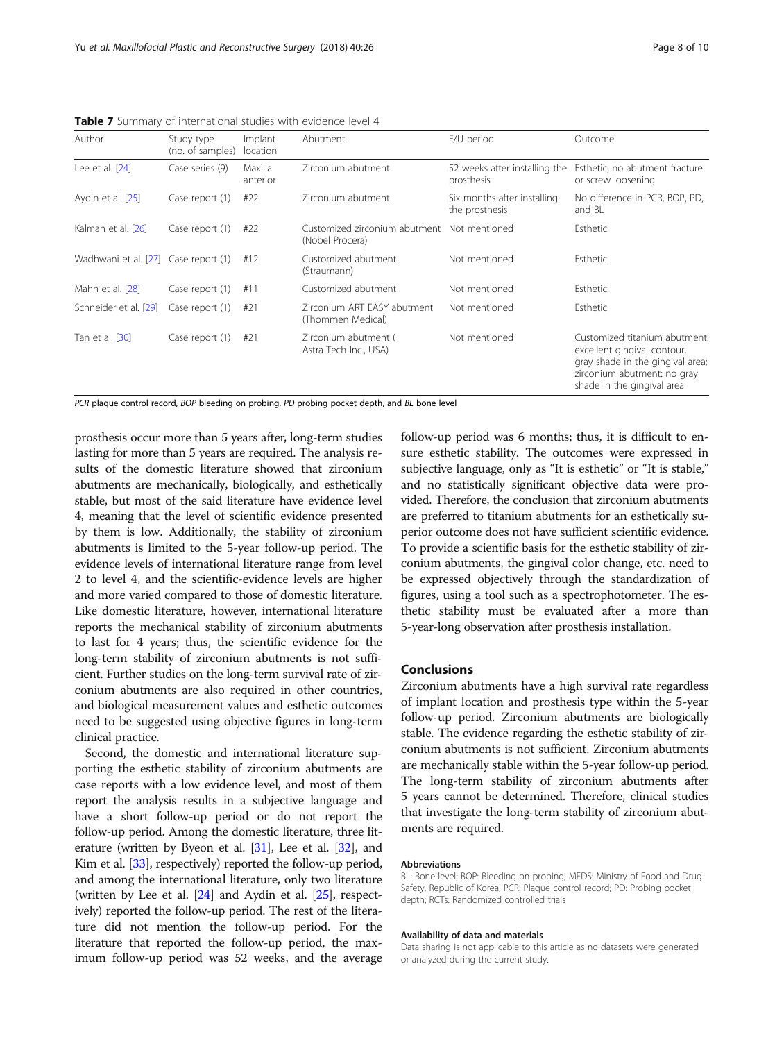**Table 7** Summary of international studies with evidence level 4

| Author | Study type (no. of samples) | Implant location | Abutment | F/U period | Outcome |
|---|---|---|---|---|---|
| Lee et al. [24] | Case series (9) | Maxilla anterior | Zirconium abutment | 52 weeks after installing the prosthesis | Esthetic, no abutment fracture or screw loosening |
| Aydin et al. [25] | Case report (1) | #22 | Zirconium abutment | Six months after installing the prosthesis | No difference in PCR, BOP, PD, and BL |
| Kalman et al. [26] | Case report (1) | #22 | Customized zirconium abutment (Nobel Procera) | Not mentioned | Esthetic |
| Wadhwani et al. [27] | Case report (1) | #12 | Customized abutment (Straumann) | Not mentioned | Esthetic |
| Mahn et al. [28] | Case report (1) | #11 | Customized abutment | Not mentioned | Esthetic |
| Schneider et al. [29] | Case report (1) | #21 | Zirconium ART EASY abutment (Thommen Medical) | Not mentioned | Esthetic |
| Tan et al. [30] | Case report (1) | #21 | Zirconium abutment ( Astra Tech Inc., USA) | Not mentioned | Customized titanium abutment: excellent gingival contour, gray shade in the gingival area; zirconium abutment: no gray shade in the gingival area |

*PCR* plaque control record, *BOP* bleeding on probing, *PD* probing pocket depth, and *BL* bone level

prosthesis occur more than 5 years after, long-term studies lasting for more than 5 years are required. The analysis results of the domestic literature showed that zirconium abutments are mechanically, biologically, and esthetically stable, but most of the said literature have evidence level 4, meaning that the level of scientific evidence presented by them is low. Additionally, the stability of zirconium abutments is limited to the 5-year follow-up period. The evidence levels of international literature range from level 2 to level 4, and the scientific-evidence levels are higher and more varied compared to those of domestic literature. Like domestic literature, however, international literature reports the mechanical stability of zirconium abutments to last for 4 years; thus, the scientific evidence for the long-term stability of zirconium abutments is not sufficient. Further studies on the long-term survival rate of zirconium abutments are also required in other countries, and biological measurement values and esthetic outcomes need to be suggested using objective figures in long-term clinical practice.

Second, the domestic and international literature supporting the esthetic stability of zirconium abutments are case reports with a low evidence level, and most of them report the analysis results in a subjective language and have a short follow-up period or do not report the follow-up period. Among the domestic literature, three literature (written by Byeon et al. [31], Lee et al. [32], and Kim et al. [33], respectively) reported the follow-up period, and among the international literature, only two literature (written by Lee et al. [24] and Aydin et al. [25], respectively) reported the follow-up period. The rest of the literature did not mention the follow-up period. For the literature that reported the follow-up period, the maximum follow-up period was 52 weeks, and the average follow-up period was 6 months; thus, it is difficult to ensure esthetic stability. The outcomes were expressed in subjective language, only as "It is esthetic" or "It is stable," and no statistically significant objective data were provided. Therefore, the conclusion that zirconium abutments are preferred to titanium abutments for an esthetically superior outcome does not have sufficient scientific evidence. To provide a scientific basis for the esthetic stability of zirconium abutments, the gingival color change, etc. need to be expressed objectively through the standardization of figures, using a tool such as a spectrophotometer. The esthetic stability must be evaluated after a more than 5-year-long observation after prosthesis installation.

## Conclusions

Zirconium abutments have a high survival rate regardless of implant location and prosthesis type within the 5-year follow-up period. Zirconium abutments are biologically stable. The evidence regarding the esthetic stability of zirconium abutments is not sufficient. Zirconium abutments are mechanically stable within the 5-year follow-up period. The long-term stability of zirconium abutments after 5 years cannot be determined. Therefore, clinical studies that investigate the long-term stability of zirconium abutments are required.

#### Abbreviations

BL: Bone level; BOP: Bleeding on probing; MFDS: Ministry of Food and Drug Safety, Republic of Korea; PCR: Plaque control record; PD: Probing pocket depth; RCTs: Randomized controlled trials

#### Availability of data and materials

Data sharing is not applicable to this article as no datasets were generated or analyzed during the current study.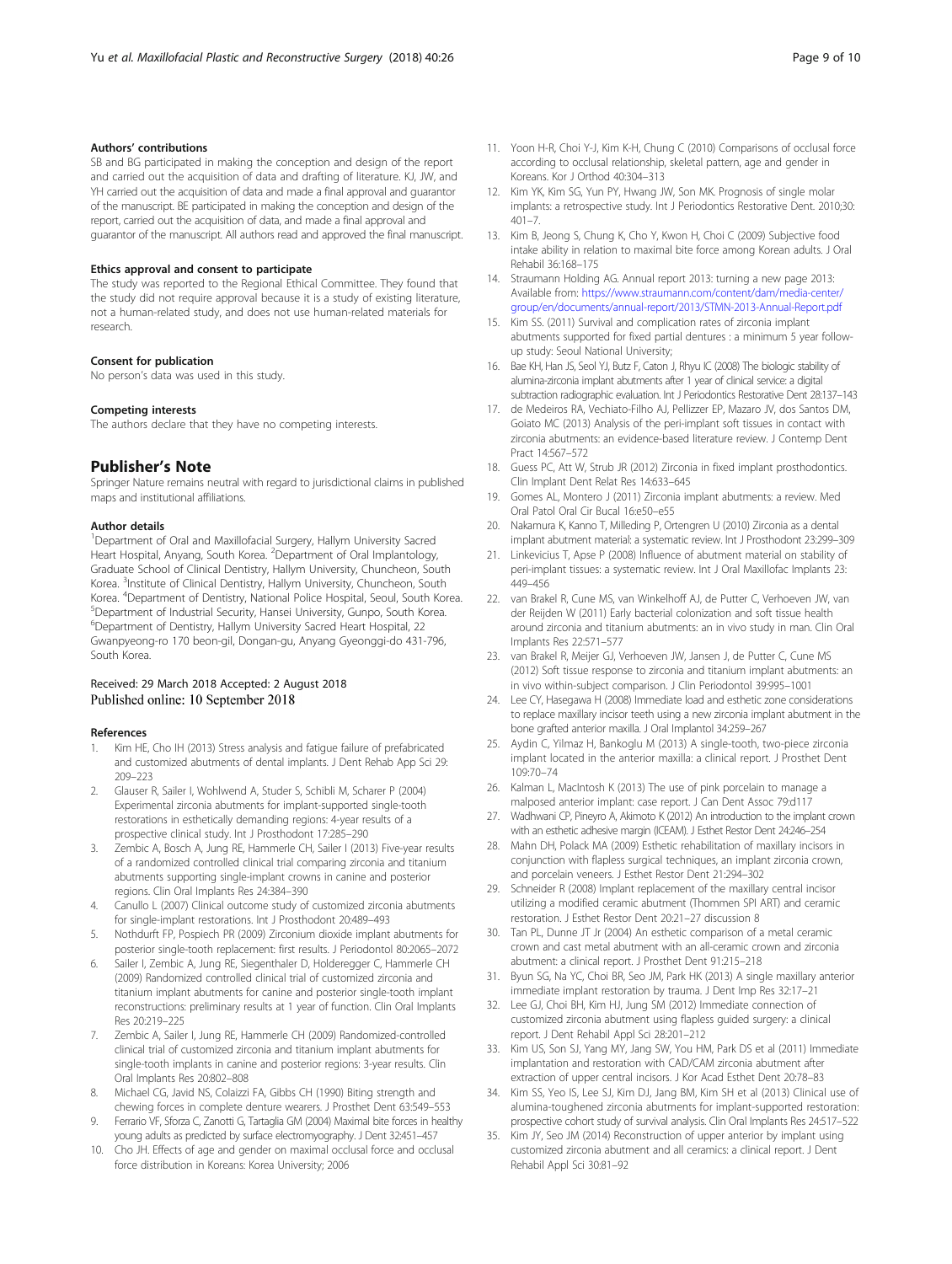### Authors' contributions

SB and BG participated in making the conception and design of the report and carried out the acquisition of data and drafting of literature. KJ, JW, and YH carried out the acquisition of data and made a final approval and guarantor of the manuscript. BE participated in making the conception and design of the report, carried out the acquisition of data, and made a final approval and guarantor of the manuscript. All authors read and approved the final manuscript.

### Ethics approval and consent to participate

The study was reported to the Regional Ethical Committee. They found that the study did not require approval because it is a study of existing literature, not a human-related study, and does not use human-related materials for research.

### Consent for publication

No person's data was used in this study.

### Competing interests

The authors declare that they have no competing interests.

## Publisher's Note

Springer Nature remains neutral with regard to jurisdictional claims in published maps and institutional affiliations.

### Author details

[1]Department of Oral and Maxillofacial Surgery, Hallym University Sacred Heart Hospital, Anyang, South Korea. [2]Department of Oral Implantology, Graduate School of Clinical Dentistry, Hallym University, Chuncheon, South Korea. [3]Institute of Clinical Dentistry, Hallym University, Chuncheon, South Korea. [4]Department of Dentistry, National Police Hospital, Seoul, South Korea. [5]Department of Industrial Security, Hansei University, Gunpo, South Korea. [6]Department of Dentistry, Hallym University Sacred Heart Hospital, 22 Gwanpyeong-ro 170 beon-gil, Dongan-gu, Anyang Gyeonggi-do 431-796, South Korea.

Received: 29 March 2018 Accepted: 2 August 2018
Published online: 10 September 2018

### References

1. Kim HE, Cho IH (2013) Stress analysis and fatigue failure of prefabricated and customized abutments of dental implants. J Dent Rehab App Sci 29: 209–223
2. Glauser R, Sailer I, Wohlwend A, Studer S, Schibli M, Scharer P (2004) Experimental zirconia abutments for implant-supported single-tooth restorations in esthetically demanding regions: 4-year results of a prospective clinical study. Int J Prosthodont 17:285–290
3. Zembic A, Bosch A, Jung RE, Hammerle CH, Sailer I (2013) Five-year results of a randomized controlled clinical trial comparing zirconia and titanium abutments supporting single-implant crowns in canine and posterior regions. Clin Oral Implants Res 24:384–390
4. Canullo L (2007) Clinical outcome study of customized zirconia abutments for single-implant restorations. Int J Prosthodont 20:489–493
5. Nothdurft FP, Pospiech PR (2009) Zirconium dioxide implant abutments for posterior single-tooth replacement: first results. J Periodontol 80:2065–2072
6. Sailer I, Zembic A, Jung RE, Siegenthaler D, Holderegger C, Hammerle CH (2009) Randomized controlled clinical trial of customized zirconia and titanium implant abutments for canine and posterior single-tooth implant reconstructions: preliminary results at 1 year of function. Clin Oral Implants Res 20:219–225
7. Zembic A, Sailer I, Jung RE, Hammerle CH (2009) Randomized-controlled clinical trial of customized zirconia and titanium implant abutments for single-tooth implants in canine and posterior regions: 3-year results. Clin Oral Implants Res 20:802–808
8. Michael CG, Javid NS, Colaizzi FA, Gibbs CH (1990) Biting strength and chewing forces in complete denture wearers. J Prosthet Dent 63:549–553
9. Ferrario VF, Sforza C, Zanotti G, Tartaglia GM (2004) Maximal bite forces in healthy young adults as predicted by surface electromyography. J Dent 32:451–457
10. Cho JH. Effects of age and gender on maximal occlusal force and occlusal force distribution in Koreans: Korea University; 2006
11. Yoon H-R, Choi Y-J, Kim K-H, Chung C (2010) Comparisons of occlusal force according to occlusal relationship, skeletal pattern, age and gender in Koreans. Kor J Orthod 40:304–313
12. Kim YK, Kim SG, Yun PY, Hwang JW, Son MK. Prognosis of single molar implants: a retrospective study. Int J Periodontics Restorative Dent. 2010;30: 401–7.
13. Kim B, Jeong S, Chung K, Cho Y, Kwon H, Choi C (2009) Subjective food intake ability in relation to maximal bite force among Korean adults. J Oral Rehabil 36:168–175
14. Straumann Holding AG. Annual report 2013: turning a new page 2013: Available from: https://www.straumann.com/content/dam/media-center/group/en/documents/annual-report/2013/STMN-2013-Annual-Report.pdf
15. Kim SS. (2011) Survival and complication rates of zirconia implant abutments supported for fixed partial dentures : a minimum 5 year follow-up study: Seoul National University;
16. Bae KH, Han JS, Seol YJ, Butz F, Caton J, Rhyu IC (2008) The biologic stability of alumina-zirconia implant abutments after 1 year of clinical service: a digital subtraction radiographic evaluation. Int J Periodontics Restorative Dent 28:137–143
17. de Medeiros RA, Vechiato-Filho AJ, Pellizzer EP, Mazaro JV, dos Santos DM, Goiato MC (2013) Analysis of the peri-implant soft tissues in contact with zirconia abutments: an evidence-based literature review. J Contemp Dent Pract 14:567–572
18. Guess PC, Att W, Strub JR (2012) Zirconia in fixed implant prosthodontics. Clin Implant Dent Relat Res 14:633–645
19. Gomes AL, Montero J (2011) Zirconia implant abutments: a review. Med Oral Patol Oral Cir Bucal 16:e50–e55
20. Nakamura K, Kanno T, Milleding P, Ortengren U (2010) Zirconia as a dental implant abutment material: a systematic review. Int J Prosthodont 23:299–309
21. Linkevicius T, Apse P (2008) Influence of abutment material on stability of peri-implant tissues: a systematic review. Int J Oral Maxillofac Implants 23: 449–456
22. van Brakel R, Cune MS, van Winkelhoff AJ, de Putter C, Verhoeven JW, van der Reijden W (2011) Early bacterial colonization and soft tissue health around zirconia and titanium abutments: an in vivo study in man. Clin Oral Implants Res 22:571–577
23. van Brakel R, Meijer GJ, Verhoeven JW, Jansen J, de Putter C, Cune MS (2012) Soft tissue response to zirconia and titanium implant abutments: an in vivo within-subject comparison. J Clin Periodontol 39:995–1001
24. Lee CY, Hasegawa H (2008) Immediate load and esthetic zone considerations to replace maxillary incisor teeth using a new zirconia implant abutment in the bone grafted anterior maxilla. J Oral Implantol 34:259–267
25. Aydin C, Yilmaz H, Bankoglu M (2013) A single-tooth, two-piece zirconia implant located in the anterior maxilla: a clinical report. J Prosthet Dent 109:70–74
26. Kalman L, MacIntosh K (2013) The use of pink porcelain to manage a malposed anterior implant: case report. J Can Dent Assoc 79:d117
27. Wadhwani CP, Pineyro A, Akimoto K (2012) An introduction to the implant crown with an esthetic adhesive margin (ICEAM). J Esthet Restor Dent 24:246–254
28. Mahn DH, Polack MA (2009) Esthetic rehabilitation of maxillary incisors in conjunction with flapless surgical techniques, an implant zirconia crown, and porcelain veneers. J Esthet Restor Dent 21:294–302
29. Schneider R (2008) Implant replacement of the maxillary central incisor utilizing a modified ceramic abutment (Thommen SPI ART) and ceramic restoration. J Esthet Restor Dent 20:21–27 discussion 8
30. Tan PL, Dunne JT Jr (2004) An esthetic comparison of a metal ceramic crown and cast metal abutment with an all-ceramic crown and zirconia abutment: a clinical report. J Prosthet Dent 91:215–218
31. Byun SG, Na YC, Choi BR, Seo JM, Park HK (2013) A single maxillary anterior immediate implant restoration by trauma. J Dent Imp Res 32:17–21
32. Lee GJ, Choi BH, Kim HJ, Jung SM (2012) Immediate connection of customized zirconia abutment using flapless guided surgery: a clinical report. J Dent Rehabil Appl Sci 28:201–212
33. Kim US, Son SJ, Yang MY, Jang SW, You HM, Park DS et al (2011) Immediate implantation and restoration with CAD/CAM zirconia abutment after extraction of upper central incisors. J Kor Acad Esthet Dent 20:78–83
34. Kim SS, Yeo IS, Lee SJ, Kim DJ, Jang BM, Kim SH et al (2013) Clinical use of alumina-toughened zirconia abutments for implant-supported restoration: prospective cohort study of survival analysis. Clin Oral Implants Res 24:517–522
35. Kim JY, Seo JM (2014) Reconstruction of upper anterior by implant using customized zirconia abutment and all ceramics: a clinical report. J Dent Rehabil Appl Sci 30:81–92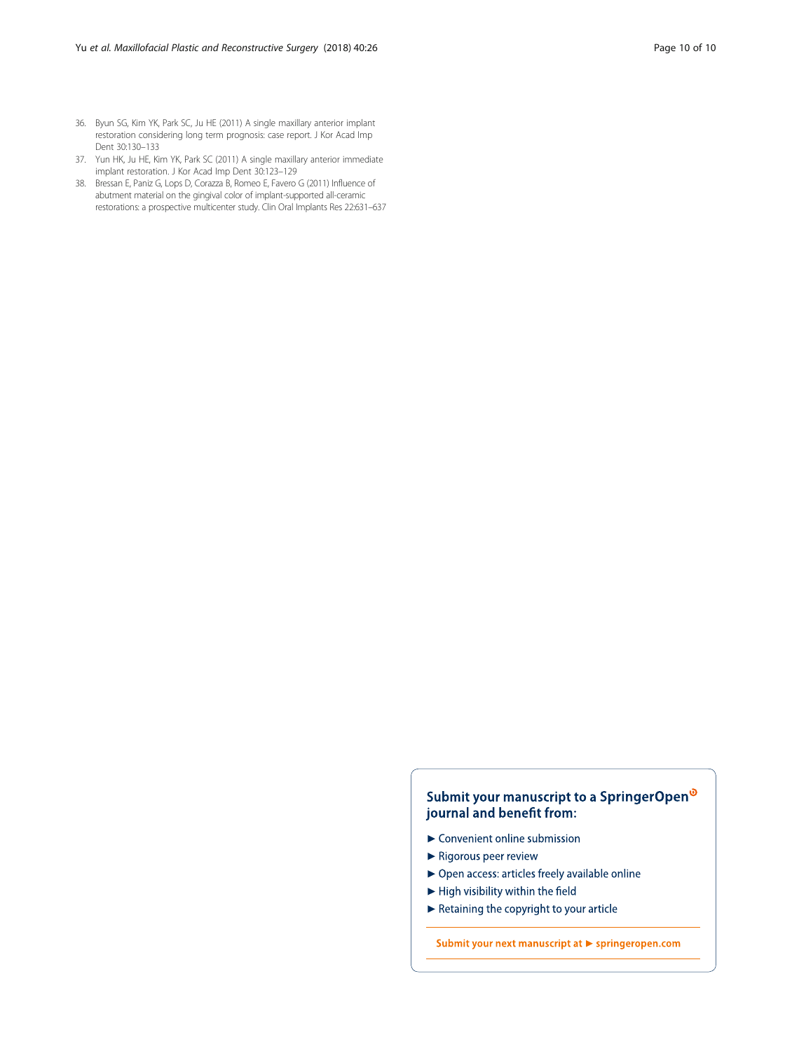36. Byun SG, Kim YK, Park SC, Ju HE (2011) A single maxillary anterior implant restoration considering long term prognosis: case report. J Kor Acad Imp Dent 30:130–133
37. Yun HK, Ju HE, Kim YK, Park SC (2011) A single maxillary anterior immediate implant restoration. J Kor Acad Imp Dent 30:123–129
38. Bressan E, Paniz G, Lops D, Corazza B, Romeo E, Favero G (2011) Influence of abutment material on the gingival color of implant-supported all-ceramic restorations: a prospective multicenter study. Clin Oral Implants Res 22:631–637

**Submit your manuscript to a SpringerOpen journal and benefit from:**

- ► Convenient online submission
- ► Rigorous peer review
- ► Open access: articles freely available online
- ► High visibility within the field
- ► Retaining the copyright to your article

**Submit your next manuscript at ► springeropen.com**